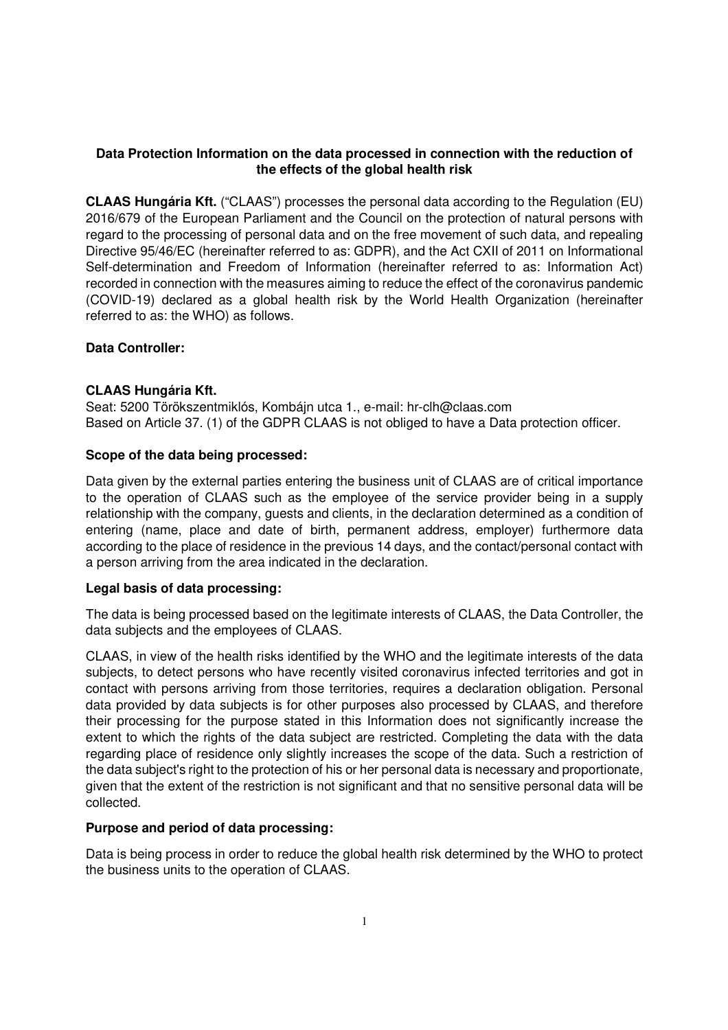**Data Protection Information on the data processed in connection with the reduction of the effects of the global health risk**

**CLAAS Hungária Kft.** ("CLAAS") processes the personal data according to the Regulation (EU) 2016/679 of the European Parliament and the Council on the protection of natural persons with regard to the processing of personal data and on the free movement of such data, and repealing Directive 95/46/EC (hereinafter referred to as: GDPR), and the Act CXII of 2011 on Informational Self-determination and Freedom of Information (hereinafter referred to as: Information Act) recorded in connection with the measures aiming to reduce the effect of the coronavirus pandemic (COVID-19) declared as a global health risk by the World Health Organization (hereinafter referred to as: the WHO) as follows.

**Data Controller:**

**CLAAS Hungária Kft.**
Seat: 5200 Törökszentmiklós, Kombájn utca 1., e-mail: hr-clh@claas.com
Based on Article 37. (1) of the GDPR CLAAS is not obliged to have a Data protection officer.

**Scope of the data being processed:**

Data given by the external parties entering the business unit of CLAAS are of critical importance to the operation of CLAAS such as the employee of the service provider being in a supply relationship with the company, guests and clients, in the declaration determined as a condition of entering (name, place and date of birth, permanent address, employer) furthermore data according to the place of residence in the previous 14 days, and the contact/personal contact with a person arriving from the area indicated in the declaration.

**Legal basis of data processing:**

The data is being processed based on the legitimate interests of CLAAS, the Data Controller, the data subjects and the employees of CLAAS.

CLAAS, in view of the health risks identified by the WHO and the legitimate interests of the data subjects, to detect persons who have recently visited coronavirus infected territories and got in contact with persons arriving from those territories, requires a declaration obligation. Personal data provided by data subjects is for other purposes also processed by CLAAS, and therefore their processing for the purpose stated in this Information does not significantly increase the extent to which the rights of the data subject are restricted. Completing the data with the data regarding place of residence only slightly increases the scope of the data. Such a restriction of the data subject's right to the protection of his or her personal data is necessary and proportionate, given that the extent of the restriction is not significant and that no sensitive personal data will be collected.

**Purpose and period of data processing:**

Data is being process in order to reduce the global health risk determined by the WHO to protect the business units to the operation of CLAAS.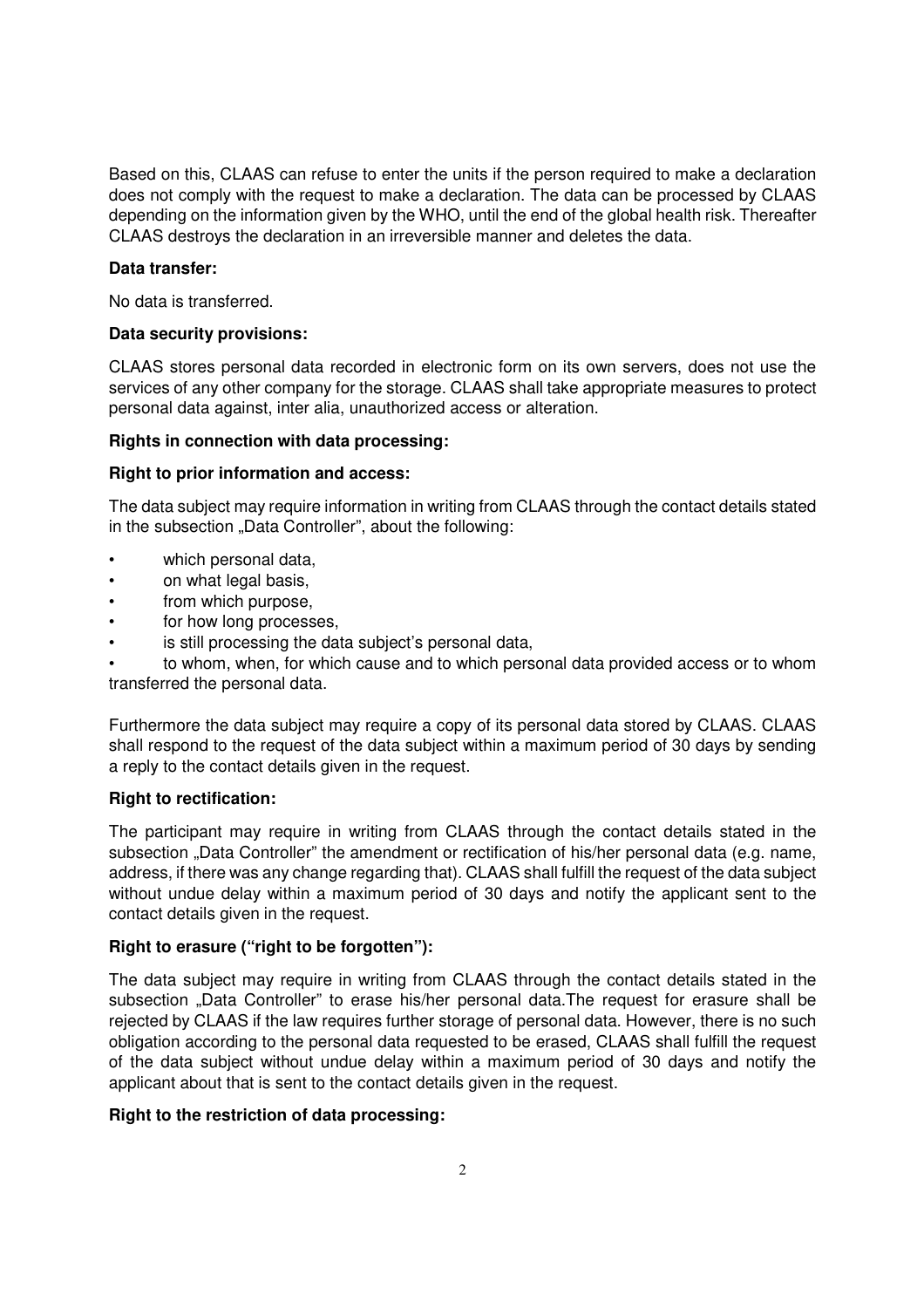Based on this, CLAAS can refuse to enter the units if the person required to make a declaration does not comply with the request to make a declaration. The data can be processed by CLAAS depending on the information given by the WHO, until the end of the global health risk. Thereafter CLAAS destroys the declaration in an irreversible manner and deletes the data.

**Data transfer:**

No data is transferred.

**Data security provisions:**

CLAAS stores personal data recorded in electronic form on its own servers, does not use the services of any other company for the storage. CLAAS shall take appropriate measures to protect personal data against, inter alia, unauthorized access or alteration.

**Rights in connection with data processing:**

**Right to prior information and access:**

The data subject may require information in writing from CLAAS through the contact details stated in the subsection „Data Controller", about the following:

- which personal data,
- on what legal basis,
- from which purpose,
- for how long processes,
- is still processing the data subject's personal data,
- to whom, when, for which cause and to which personal data provided access or to whom transferred the personal data.

Furthermore the data subject may require a copy of its personal data stored by CLAAS. CLAAS shall respond to the request of the data subject within a maximum period of 30 days by sending a reply to the contact details given in the request.

**Right to rectification:**

The participant may require in writing from CLAAS through the contact details stated in the subsection „Data Controller" the amendment or rectification of his/her personal data (e.g. name, address, if there was any change regarding that). CLAAS shall fulfill the request of the data subject without undue delay within a maximum period of 30 days and notify the applicant sent to the contact details given in the request.

**Right to erasure ("right to be forgotten"):**

The data subject may require in writing from CLAAS through the contact details stated in the subsection „Data Controller" to erase his/her personal data.The request for erasure shall be rejected by CLAAS if the law requires further storage of personal data. However, there is no such obligation according to the personal data requested to be erased, CLAAS shall fulfill the request of the data subject without undue delay within a maximum period of 30 days and notify the applicant about that is sent to the contact details given in the request.

**Right to the restriction of data processing:**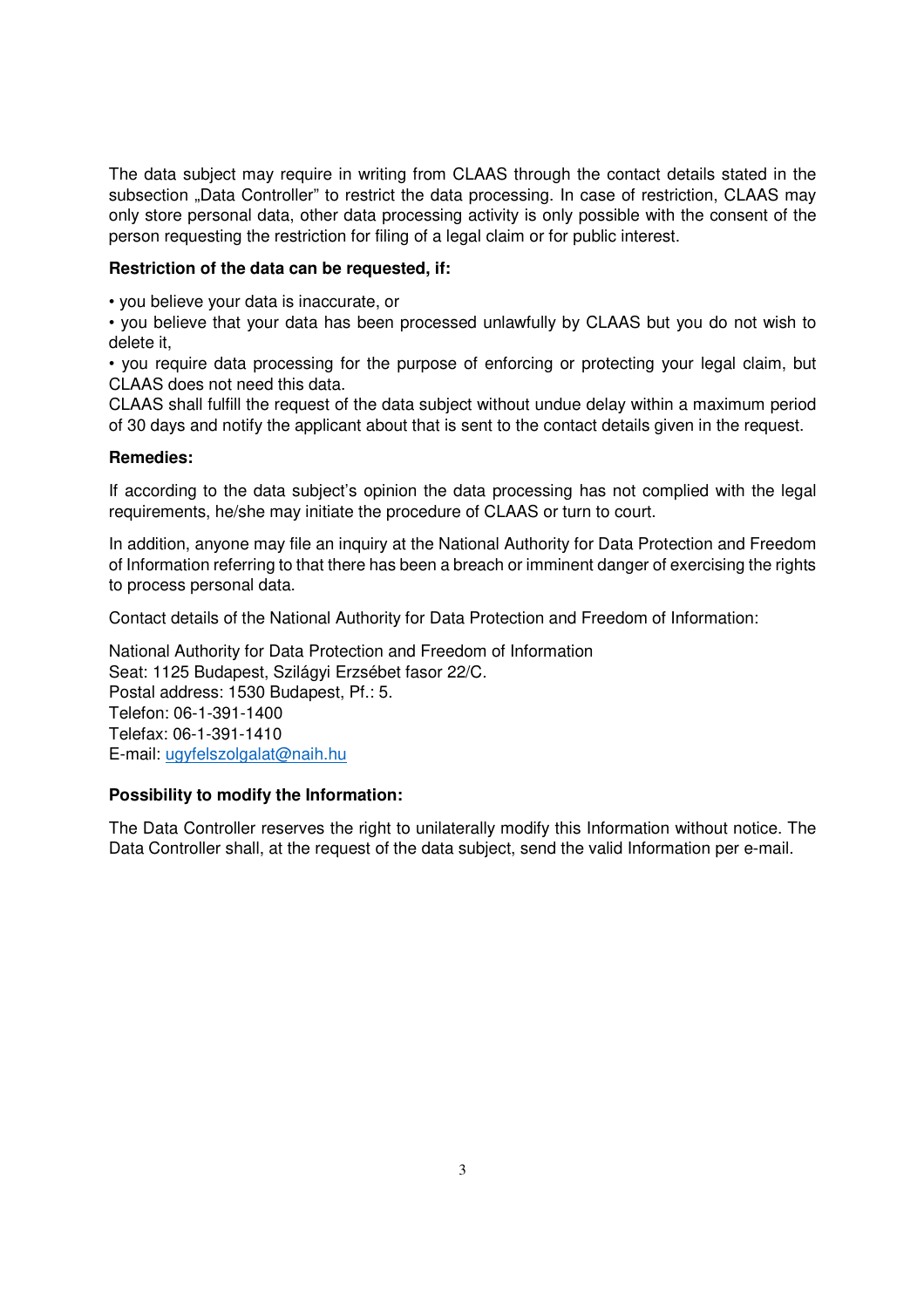The data subject may require in writing from CLAAS through the contact details stated in the subsection „Data Controller" to restrict the data processing. In case of restriction, CLAAS may only store personal data, other data processing activity is only possible with the consent of the person requesting the restriction for filing of a legal claim or for public interest.

**Restriction of the data can be requested, if:**

• you believe your data is inaccurate, or
• you believe that your data has been processed unlawfully by CLAAS but you do not wish to delete it,
• you require data processing for the purpose of enforcing or protecting your legal claim, but CLAAS does not need this data.
CLAAS shall fulfill the request of the data subject without undue delay within a maximum period of 30 days and notify the applicant about that is sent to the contact details given in the request.

**Remedies:**

If according to the data subject's opinion the data processing has not complied with the legal requirements, he/she may initiate the procedure of CLAAS or turn to court.

In addition, anyone may file an inquiry at the National Authority for Data Protection and Freedom of Information referring to that there has been a breach or imminent danger of exercising the rights to process personal data.

Contact details of the National Authority for Data Protection and Freedom of Information:

National Authority for Data Protection and Freedom of Information
Seat: 1125 Budapest, Szilágyi Erzsébet fasor 22/C.
Postal address: 1530 Budapest, Pf.: 5.
Telefon: 06-1-391-1400
Telefax: 06-1-391-1410
E-mail: ugyfelszolgalat@naih.hu

**Possibility to modify the Information:**

The Data Controller reserves the right to unilaterally modify this Information without notice. The Data Controller shall, at the request of the data subject, send the valid Information per e-mail.